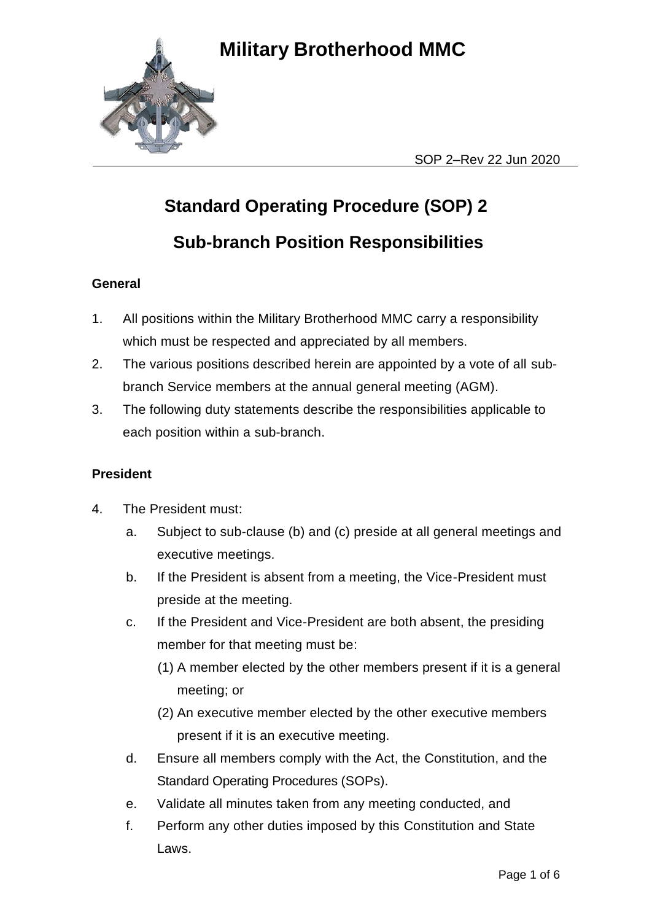# Military Brotherhood MMC

SOP 2–Rev 22 Jun 2020

## Standard Operating Procedure (SOP) 2

## Sub-branch Position Responsibilities

### General

1. All positions within the Military Brotherhood MMC carry a responsibility which must be respected and appreciated by all members.
2. The various positions described herein are appointed by a vote of all sub-branch Service members at the annual general meeting (AGM).
3. The following duty statements describe the responsibilities applicable to each position within a sub-branch.

### President

4. The President must:
   a. Subject to sub-clause (b) and (c) preside at all general meetings and executive meetings.
   b. If the President is absent from a meeting, the Vice-President must preside at the meeting.
   c. If the President and Vice-President are both absent, the presiding member for that meeting must be:
      (1) A member elected by the other members present if it is a general meeting; or
      (2) An executive member elected by the other executive members present if it is an executive meeting.
   d. Ensure all members comply with the Act, the Constitution, and the Standard Operating Procedures (SOPs).
   e. Validate all minutes taken from any meeting conducted, and
   f. Perform any other duties imposed by this Constitution and State Laws.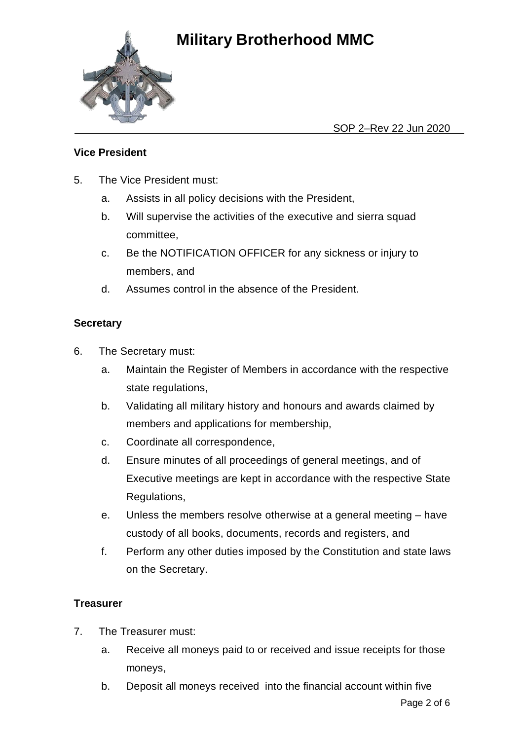### Vice President

5. The Vice President must:
   a. Assists in all policy decisions with the President,
   b. Will supervise the activities of the executive and sierra squad committee,
   c. Be the NOTIFICATION OFFICER for any sickness or injury to members, and
   d. Assumes control in the absence of the President.

### Secretary

6. The Secretary must:
   a. Maintain the Register of Members in accordance with the respective state regulations,
   b. Validating all military history and honours and awards claimed by members and applications for membership,
   c. Coordinate all correspondence,
   d. Ensure minutes of all proceedings of general meetings, and of Executive meetings are kept in accordance with the respective State Regulations,
   e. Unless the members resolve otherwise at a general meeting – have custody of all books, documents, records and registers, and
   f. Perform any other duties imposed by the Constitution and state laws on the Secretary.

### Treasurer

7. The Treasurer must:
   a. Receive all moneys paid to or received and issue receipts for those moneys,
   b. Deposit all moneys received into the financial account within five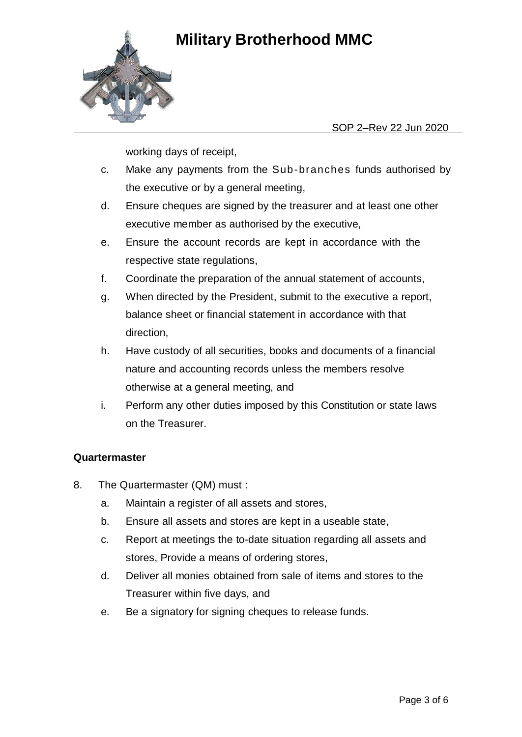working days of receipt,

c. Make any payments from the Sub-branches funds authorised by the executive or by a general meeting,
d. Ensure cheques are signed by the treasurer and at least one other executive member as authorised by the executive,
e. Ensure the account records are kept in accordance with the respective state regulations,
f. Coordinate the preparation of the annual statement of accounts,
g. When directed by the President, submit to the executive a report, balance sheet or financial statement in accordance with that direction,
h. Have custody of all securities, books and documents of a financial nature and accounting records unless the members resolve otherwise at a general meeting, and
i. Perform any other duties imposed by this Constitution or state laws on the Treasurer.

**Quartermaster**

8. The Quartermaster (QM) must :
   a. Maintain a register of all assets and stores,
   b. Ensure all assets and stores are kept in a useable state,
   c. Report at meetings the to-date situation regarding all assets and stores, Provide a means of ordering stores,
   d. Deliver all monies obtained from sale of items and stores to the Treasurer within five days, and
   e. Be a signatory for signing cheques to release funds.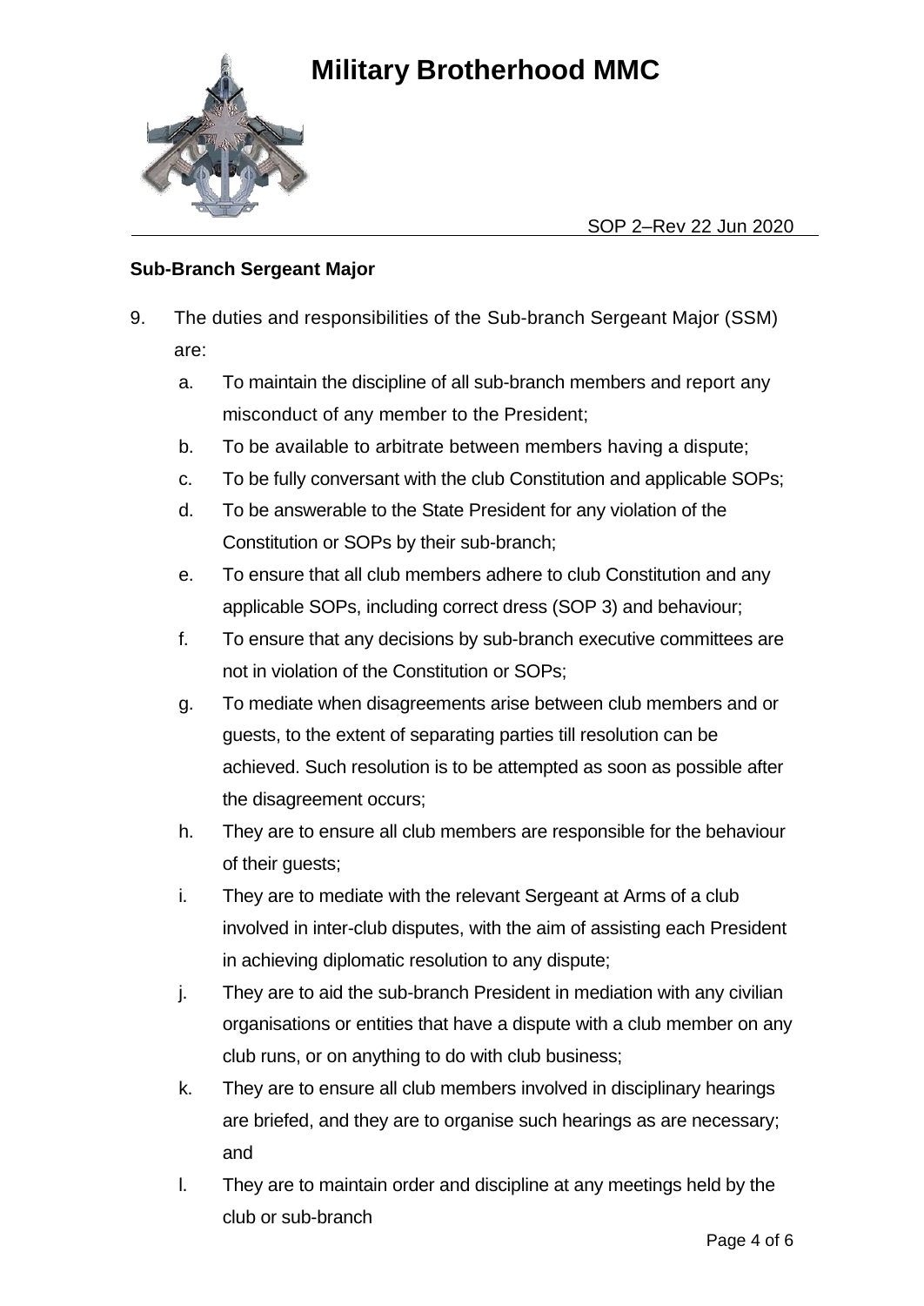## Sub-Branch Sergeant Major

9. The duties and responsibilities of the Sub-branch Sergeant Major (SSM) are:

   a. To maintain the discipline of all sub-branch members and report any misconduct of any member to the President;

   b. To be available to arbitrate between members having a dispute;

   c. To be fully conversant with the club Constitution and applicable SOPs;

   d. To be answerable to the State President for any violation of the Constitution or SOPs by their sub-branch;

   e. To ensure that all club members adhere to club Constitution and any applicable SOPs, including correct dress (SOP 3) and behaviour;

   f. To ensure that any decisions by sub-branch executive committees are not in violation of the Constitution or SOPs;

   g. To mediate when disagreements arise between club members and or guests, to the extent of separating parties till resolution can be achieved. Such resolution is to be attempted as soon as possible after the disagreement occurs;

   h. They are to ensure all club members are responsible for the behaviour of their guests;

   i. They are to mediate with the relevant Sergeant at Arms of a club involved in inter-club disputes, with the aim of assisting each President in achieving diplomatic resolution to any dispute;

   j. They are to aid the sub-branch President in mediation with any civilian organisations or entities that have a dispute with a club member on any club runs, or on anything to do with club business;

   k. They are to ensure all club members involved in disciplinary hearings are briefed, and they are to organise such hearings as are necessary; and

   l. They are to maintain order and discipline at any meetings held by the club or sub-branch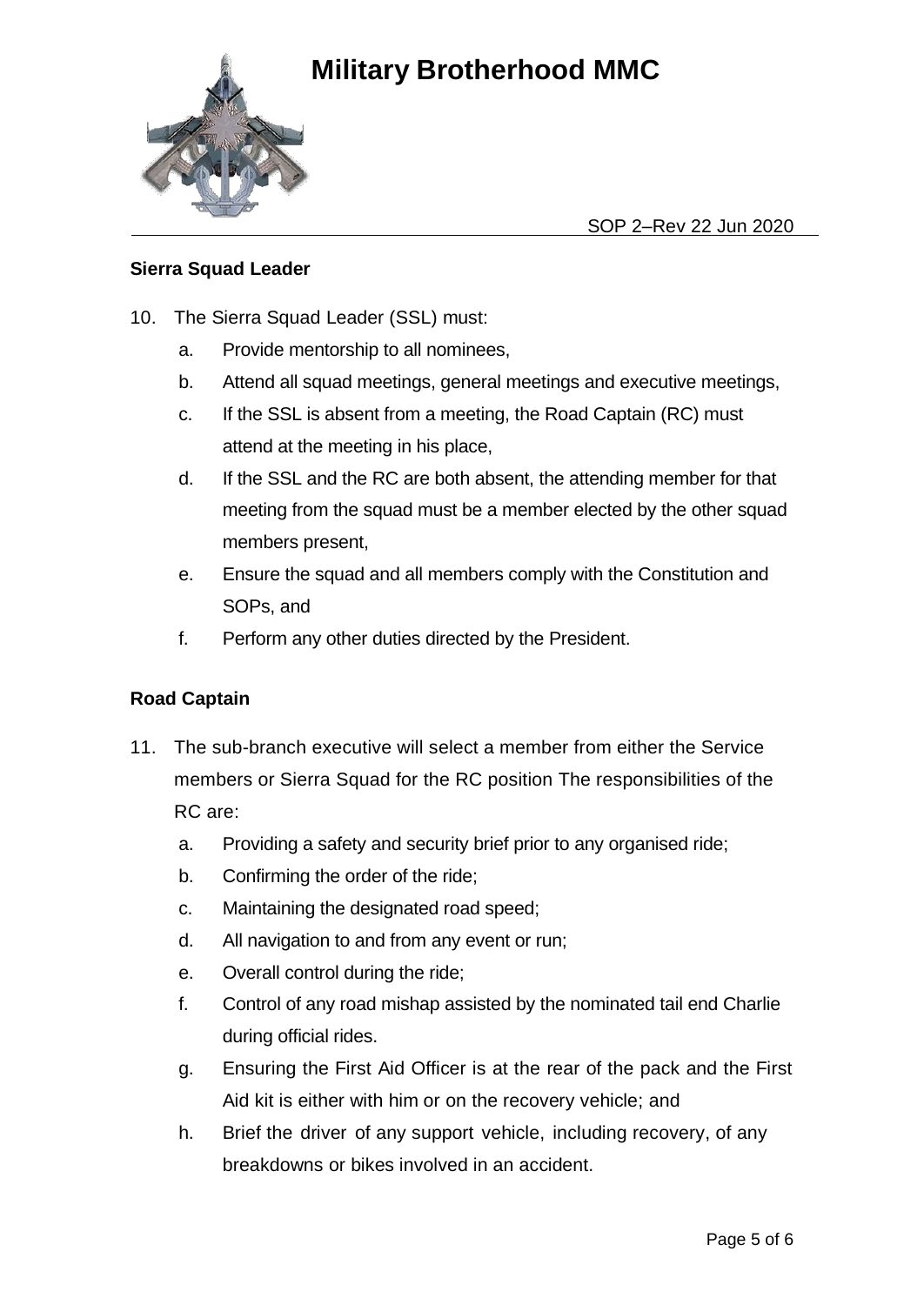### Sierra Squad Leader

10. The Sierra Squad Leader (SSL) must:
    a. Provide mentorship to all nominees,
    b. Attend all squad meetings, general meetings and executive meetings,
    c. If the SSL is absent from a meeting, the Road Captain (RC) must attend at the meeting in his place,
    d. If the SSL and the RC are both absent, the attending member for that meeting from the squad must be a member elected by the other squad members present,
    e. Ensure the squad and all members comply with the Constitution and SOPs, and
    f. Perform any other duties directed by the President.

### Road Captain

11. The sub-branch executive will select a member from either the Service members or Sierra Squad for the RC position The responsibilities of the RC are:
    a. Providing a safety and security brief prior to any organised ride;
    b. Confirming the order of the ride;
    c. Maintaining the designated road speed;
    d. All navigation to and from any event or run;
    e. Overall control during the ride;
    f. Control of any road mishap assisted by the nominated tail end Charlie during official rides.
    g. Ensuring the First Aid Officer is at the rear of the pack and the First Aid kit is either with him or on the recovery vehicle; and
    h. Brief the driver of any support vehicle, including recovery, of any breakdowns or bikes involved in an accident.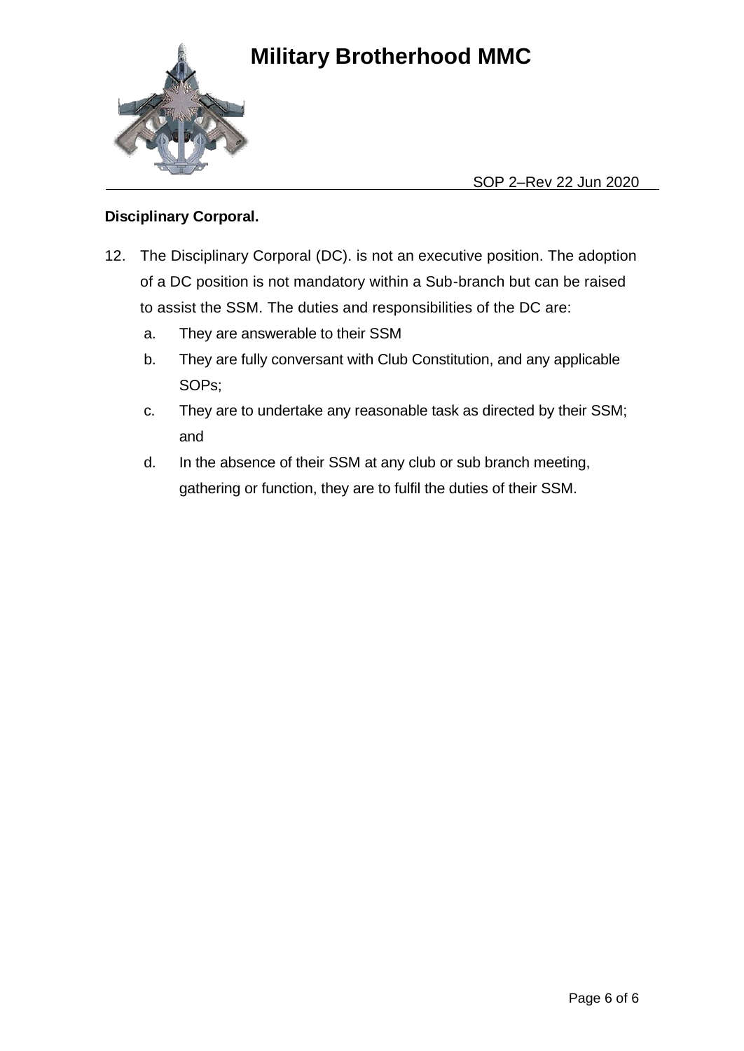**Disciplinary Corporal.**

12. The Disciplinary Corporal (DC). is not an executive position. The adoption of a DC position is not mandatory within a Sub-branch but can be raised to assist the SSM. The duties and responsibilities of the DC are:
    a. They are answerable to their SSM
    b. They are fully conversant with Club Constitution, and any applicable SOPs;
    c. They are to undertake any reasonable task as directed by their SSM; and
    d. In the absence of their SSM at any club or sub branch meeting, gathering or function, they are to fulfil the duties of their SSM.